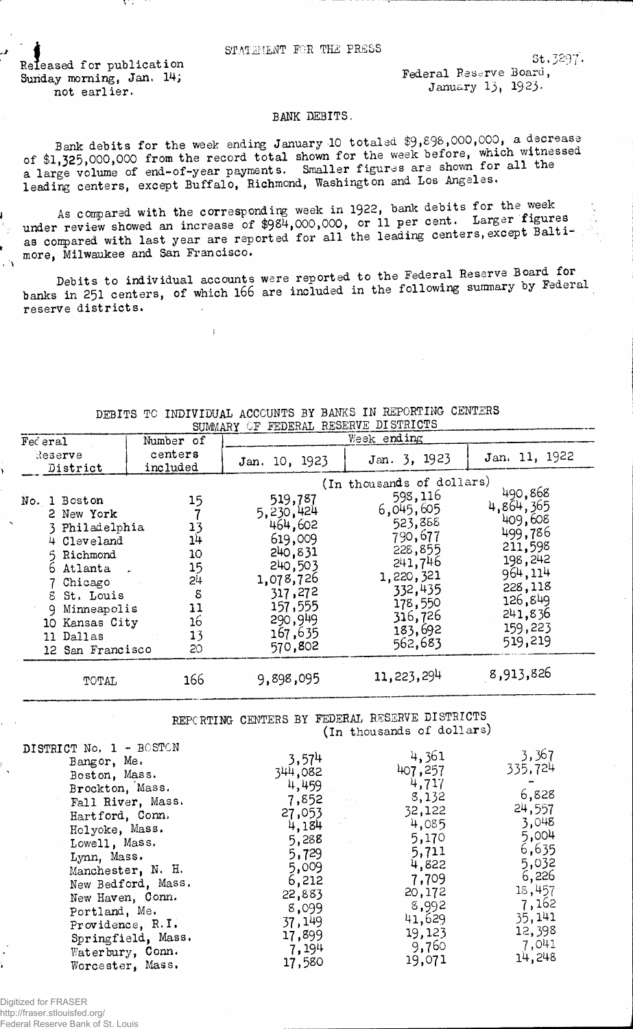STATEMENT FOR THE PRESS

Released for publication Sunday morning, Jan. 14; not earlier.

St.3297.
Federal Reserve Board,
January 13, 1923.

## BANK DEBITS.

Bank debits for the week ending January 10 totaled $9,898,000,000, a decrease of $1,325,000,000 from the record total shown for the week before, which witnessed a large volume of end-of-year payments. Smaller figures are shown for all the leading centers, except Buffalo, Richmond, Washington and Los Angeles.

As compared with the corresponding week in 1922, bank debits for the week under review showed an increase of $984,000,000, or 11 per cent. Larger figures as compared with last year are reported for all the leading centers, except Baltimore, Milwaukee and San Francisco.

Debits to individual accounts were reported to the Federal Reserve Board for banks in 251 centers, of which 166 are included in the following summary by Federal reserve districts.

DEBITS TO INDIVIDUAL ACCOUNTS BY BANKS IN REPORTING CENTERS
SUMMARY OF FEDERAL RESERVE DISTRICTS

| Federal Reserve District | Number of centers included | Week ending Jan. 10, 1923 | Jan. 3, 1923 | Jan. 11, 1922 |
|---|---|---|---|---|
| | | (In thousands of dollars) | | |
| No. 1 Boston | 15 | 519,787 | 598,116 | 490,868 |
| 2 New York | 7 | 5,230,424 | 6,045,605 | 4,864,365 |
| 3 Philadelphia | 13 | 464,602 | 523,888 | 409,608 |
| 4 Cleveland | 14 | 619,009 | 790,677 | 499,786 |
| 5 Richmond | 10 | 240,831 | 228,855 | 211,598 |
| 6 Atlanta | 15 | 240,503 | 241,746 | 198,242 |
| 7 Chicago | 24 | 1,078,726 | 1,220,321 | 964,114 |
| 8 St. Louis | 8 | 317,272 | 332,435 | 228,118 |
| 9 Minneapolis | 11 | 157,555 | 178,550 | 126,849 |
| 10 Kansas City | 16 | 290,949 | 316,726 | 241,836 |
| 11 Dallas | 13 | 167,635 | 183,692 | 159,223 |
| 12 San Francisco | 20 | 570,802 | 562,683 | 519,219 |
| TOTAL | 166 | 9,898,095 | 11,223,294 | 8,913,826 |

REPORTING CENTERS BY FEDERAL RESERVE DISTRICTS
(In thousands of dollars)

| | Jan. 10, 1923 | Jan. 3, 1923 | Jan. 11, 1922 |
|---|---|---|---|
| DISTRICT No. 1 - BOSTON | | | |
| Bangor, Me. | 3,574 | 4,361 | 3,367 |
| Boston, Mass. | 344,082 | 407,257 | 335,724 |
| Brockton, Mass. | 4,459 | 4,717 | - |
| Fall River, Mass. | 7,852 | 8,132 | 6,828 |
| Hartford, Conn. | 27,053 | 32,122 | 24,557 |
| Holyoke, Mass. | 4,184 | 4,085 | 3,048 |
| Lowell, Mass. | 5,288 | 5,170 | 5,004 |
| Lynn, Mass. | 5,729 | 5,711 | 6,635 |
| Manchester, N. H. | 5,009 | 4,822 | 5,032 |
| New Bedford, Mass. | 6,212 | 7,709 | 6,226 |
| New Haven, Conn. | 22,883 | 20,172 | 18,457 |
| Portland, Me. | 8,099 | 8,992 | 7,162 |
| Providence, R.I. | 37,149 | 41,629 | 35,141 |
| Springfield, Mass. | 17,899 | 19,123 | 12,398 |
| Waterbury, Conn. | 7,194 | 9,760 | 7,041 |
| Worcester, Mass. | 17,580 | 19,071 | 14,248 |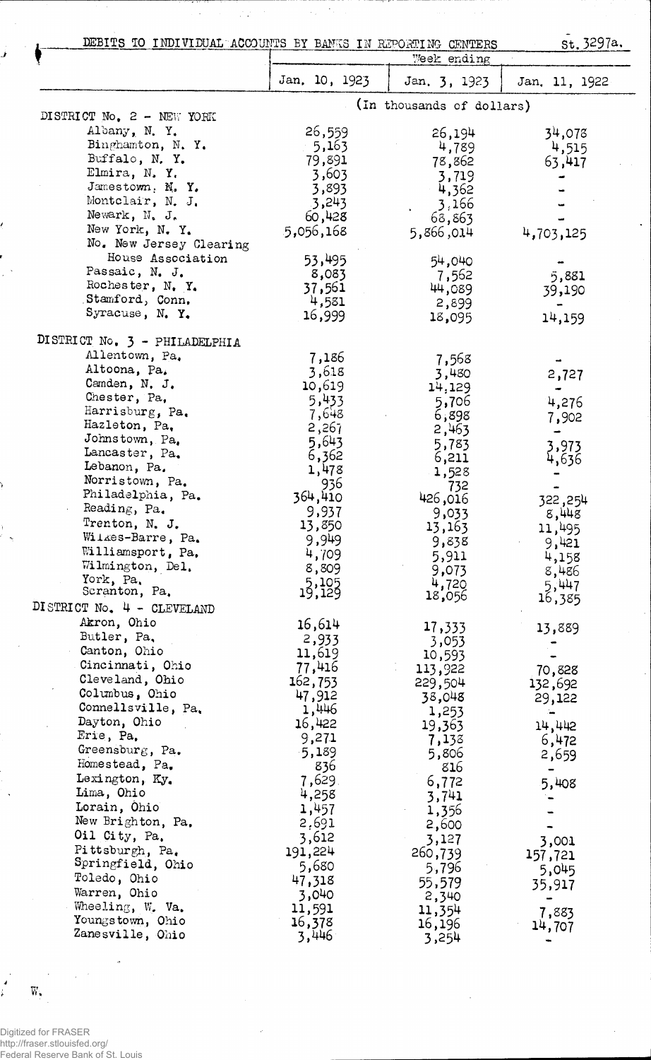DEBITS TO INDIVIDUAL ACCOUNTS BY BANKS IN REPORTING CENTERS St. 3297a.

| | Week ending | | |
|---|---|---|---|
| | Jan. 10, 1923 | Jan. 3, 1923 | Jan. 11, 1922 |
| | (In thousands of dollars) | | |
| **DISTRICT No. 2 - NEW YORK** | | | |
| Albany, N. Y. | 26,559 | 26,194 | 34,078 |
| Binghamton, N. Y. | 5,163 | 4,789 | 4,515 |
| Buffalo, N. Y. | 79,891 | 78,862 | 63,417 |
| Elmira, N. Y. | 3,603 | 3,719 | - |
| Jamestown, N. Y. | 3,893 | 4,362 | - |
| Montclair, N. J. | 3,243 | 3,166 | - |
| Newark, N. J. | 60,428 | 68,863 | - |
| New York, N. Y. | 5,056,168 | 5,866,014 | 4,703,125 |
| No. New Jersey Clearing House Association | 53,495 | 54,040 | - |
| Passaic, N. J. | 8,083 | 7,562 | 5,881 |
| Rochester, N. Y. | 37,561 | 44,089 | 39,190 |
| Stamford, Conn. | 4,581 | 2,899 | - |
| Syracuse, N. Y. | 16,999 | 18,095 | 14,159 |
| **DISTRICT No. 3 - PHILADELPHIA** | | | |
| Allentown, Pa. | 7,186 | 7,568 | - |
| Altoona, Pa. | 3,618 | 3,480 | 2,727 |
| Camden, N. J. | 10,619 | 14,129 | - |
| Chester, Pa. | 5,433 | 5,706 | 4,276 |
| Harrisburg, Pa. | 7,648 | 6,898 | 7,902 |
| Hazleton, Pa. | 2,267 | 2,463 | - |
| Johnstown, Pa. | 5,643 | 5,783 | 3,973 |
| Lancaster, Pa. | 6,362 | 6,211 | 4,636 |
| Lebanon, Pa. | 1,478 | 1,528 | - |
| Norristown, Pa. | 936 | 732 | - |
| Philadelphia, Pa. | 364,410 | 426,016 | 322,254 |
| Reading, Pa. | 9,937 | 9,033 | 8,448 |
| Trenton, N. J. | 13,850 | 13,163 | 11,495 |
| Wilkes-Barre, Pa. | 9,949 | 9,838 | 9,421 |
| Williamsport, Pa. | 4,709 | 5,911 | 4,158 |
| Wilmington, Del. | 8,809 | 9,073 | 8,486 |
| York, Pa. | 5,105 | 4,720 | 5,447 |
| Scranton, Pa. | 19,129 | 18,056 | 16,385 |
| **DISTRICT No. 4 - CLEVELAND** | | | |
| Akron, Ohio | 16,614 | 17,333 | 13,889 |
| Butler, Pa. | 2,933 | 3,053 | - |
| Canton, Ohio | 11,619 | 10,593 | - |
| Cincinnati, Ohio | 77,416 | 113,922 | 70,828 |
| Cleveland, Ohio | 162,753 | 229,504 | 132,692 |
| Columbus, Ohio | 47,912 | 38,048 | 29,122 |
| Connellsville, Pa. | 1,446 | 1,253 | - |
| Dayton, Ohio | 16,422 | 19,363 | 14,442 |
| Erie, Pa. | 9,271 | 7,138 | 6,472 |
| Greensburg, Pa. | 5,189 | 5,806 | 2,659 |
| Homestead, Pa. | 836 | 816 | - |
| Lexington, Ky. | 7,629 | 6,772 | 5,408 |
| Lima, Ohio | 4,258 | 3,741 | - |
| Lorain, Ohio | 1,457 | 1,356 | - |
| New Brighton, Pa. | 2,691 | 2,600 | - |
| Oil City, Pa. | 3,612 | 3,127 | 3,001 |
| Pittsburgh, Pa. | 191,224 | 260,739 | 157,721 |
| Springfield, Ohio | 5,680 | 5,796 | 5,045 |
| Toledo, Ohio | 47,318 | 55,579 | 35,917 |
| Warren, Ohio | 3,040 | 2,340 | - |
| Wheeling, W. Va. | 11,591 | 11,354 | 7,883 |
| Youngstown, Ohio | 16,378 | 16,196 | 14,707 |
| Zanesville, Ohio | 3,446 | 3,254 | - |

W.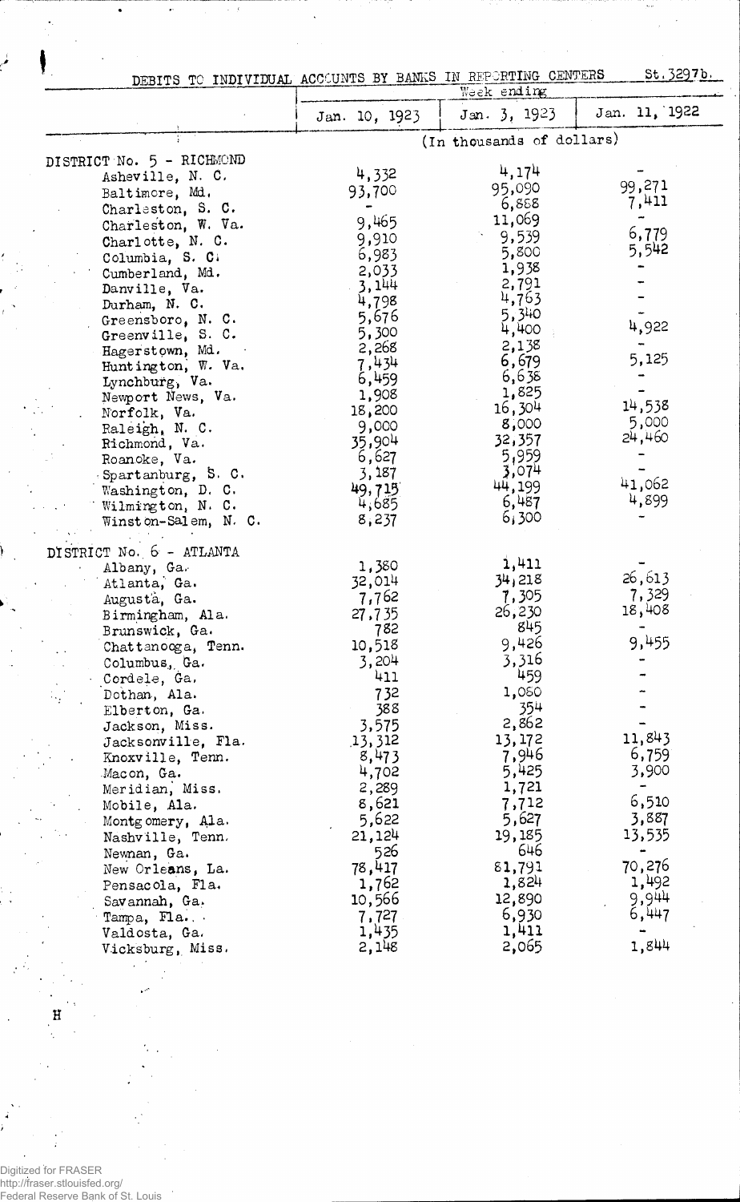DEBITS TO INDIVIDUAL ACCOUNTS BY BANKS IN REPORTING CENTERS St.3297b.

| | Week ending | | |
|---|---|---|---|
| | Jan. 10, 1923 | Jan. 3, 1923 | Jan. 11, 1922 |
| | (In thousands of dollars) | | |
| DISTRICT No. 5 - RICHMOND | | | |
| Asheville, N. C. | 4,332 | 4,174 | - |
| Baltimore, Md. | 93,700 | 95,090 | 99,271 |
| Charleston, S. C. | - | 6,888 | 7,411 |
| Charleston, W. Va. | 9,465 | 11,069 | - |
| Charlotte, N. C. | 9,910 | 9,539 | 6,779 |
| Columbia, S. C. | 6,983 | 5,800 | 5,542 |
| Cumberland, Md. | 2,033 | 1,938 | - |
| Danville, Va. | 3,144 | 2,791 | - |
| Durham, N. C. | 4,798 | 4,763 | - |
| Greensboro, N. C. | 5,676 | 5,340 | - |
| Greenville, S. C. | 5,300 | 4,400 | 4,922 |
| Hagerstown, Md. | 2,268 | 2,138 | - |
| Huntington, W. Va. | 7,434 | 6,679 | 5,125 |
| Lynchburg, Va. | 6,459 | 6,638 | - |
| Newport News, Va. | 1,908 | 1,825 | - |
| Norfolk, Va. | 18,200 | 16,304 | 14,538 |
| Raleigh, N. C. | 9,000 | 8,000 | 5,000 |
| Richmond, Va. | 35,904 | 32,357 | 24,460 |
| Roanoke, Va. | 6,627 | 5,959 | - |
| Spartanburg, S. C. | 3,187 | 3,074 | - |
| Washington, D. C. | 49,715 | 44,199 | 41,062 |
| Wilmington, N. C. | 4,685 | 6,487 | 4,899 |
| Winston-Salem, N. C. | 8,237 | 6,300 | - |
| DISTRICT No. 6 - ATLANTA | | | |
| Albany, Ga. | 1,380 | 1,411 | - |
| Atlanta, Ga. | 32,014 | 34,218 | 26,613 |
| Augusta, Ga. | 7,762 | 7,305 | 7,329 |
| Birmingham, Ala. | 27,735 | 26,230 | 18,408 |
| Brunswick, Ga. | 782 | 845 | - |
| Chattanooga, Tenn. | 10,518 | 9,426 | 9,455 |
| Columbus, Ga. | 3,204 | 3,316 | - |
| Cordele, Ga. | 411 | 459 | - |
| Dothan, Ala. | 732 | 1,060 | - |
| Elberton, Ga. | 388 | 354 | - |
| Jackson, Miss. | 3,575 | 2,862 | - |
| Jacksonville, Fla. | 13,312 | 13,172 | 11,843 |
| Knoxville, Tenn. | 8,473 | 7,946 | 6,759 |
| Macon, Ga. | 4,702 | 5,425 | 3,900 |
| Meridian, Miss. | 2,289 | 1,721 | - |
| Mobile, Ala. | 8,621 | 7,712 | 6,510 |
| Montgomery, Ala. | 5,622 | 5,627 | 3,887 |
| Nashville, Tenn. | 21,124 | 19,185 | 13,535 |
| Newnan, Ga. | 526 | 646 | - |
| New Orleans, La. | 78,417 | 81,791 | 70,276 |
| Pensacola, Fla. | 1,762 | 1,824 | 1,492 |
| Savannah, Ga. | 10,566 | 12,890 | 9,944 |
| Tampa, Fla. | 7,727 | 6,930 | 6,447 |
| Valdosta, Ga. | 1,435 | 1,411 | - |
| Vicksburg, Miss. | 2,148 | 2,065 | 1,844 |

H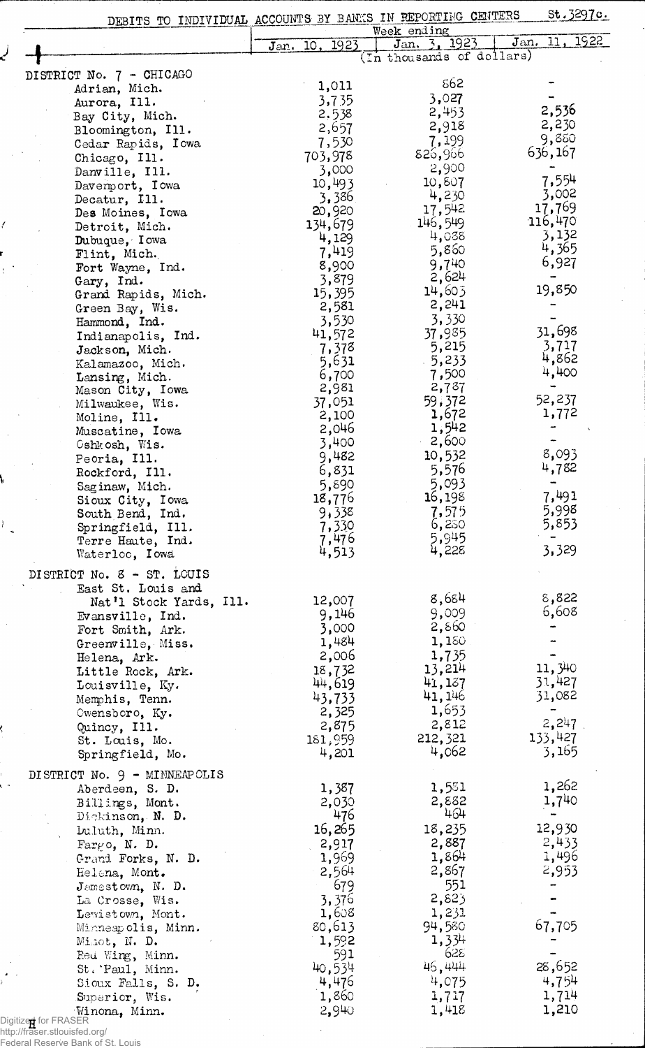DEBITS TO INDIVIDUAL ACCOUNTS BY BANKS IN REPORTING CENTERS St.3297c.

| | Week ending | | |
|---|---|---|---|
| | Jan. 10, 1923 | Jan. 3, 1923 | Jan. 11, 1922 |
| | (In thousands of dollars) | | |
| **DISTRICT No. 7 - CHICAGO** | | | |
| Adrian, Mich. | 1,011 | 862 | - |
| Aurora, Ill. | 3,735 | 3,027 | - |
| Bay City, Mich. | 2,538 | 2,453 | 2,536 |
| Bloomington, Ill. | 2,657 | 2,918 | 2,230 |
| Cedar Rapids, Iowa | 7,530 | 7,199 | 9,880 |
| Chicago, Ill. | 703,978 | 826,966 | 636,167 |
| Danville, Ill. | 3,000 | 2,900 | - |
| Davenport, Iowa | 10,493 | 10,807 | 7,554 |
| Decatur, Ill. | 3,386 | 4,230 | 3,002 |
| Des Moines, Iowa | 20,920 | 17,542 | 17,769 |
| Detroit, Mich. | 134,679 | 146,549 | 116,470 |
| Dubuque, Iowa | 4,129 | 4,038 | 3,132 |
| Flint, Mich. | 7,419 | 5,860 | 4,365 |
| Fort Wayne, Ind. | 8,900 | 9,740 | 6,927 |
| Gary, Ind. | 3,879 | 2,624 | - |
| Grand Rapids, Mich. | 15,395 | 14,603 | 19,850 |
| Green Bay, Wis. | 2,581 | 2,241 | - |
| Hammond, Ind. | 3,530 | 3,330 | - |
| Indianapolis, Ind. | 41,572 | 37,985 | 31,698 |
| Jackson, Mich. | 7,378 | 5,215 | 3,717 |
| Kalamazoo, Mich. | 5,631 | 5,233 | 4,862 |
| Lansing, Mich. | 6,700 | 7,500 | 4,400 |
| Mason City, Iowa | 2,981 | 2,787 | - |
| Milwaukee, Wis. | 37,051 | 59,372 | 52,237 |
| Moline, Ill. | 2,100 | 1,672 | 1,772 |
| Muscatine, Iowa | 2,046 | 1,542 | - |
| Oshkosh, Wis. | 3,400 | 2,600 | - |
| Peoria, Ill. | 9,482 | 10,532 | 8,093 |
| Rockford, Ill. | 6,831 | 5,576 | 4,782 |
| Saginaw, Mich. | 5,890 | 5,093 | - |
| Sioux City, Iowa | 18,776 | 16,198 | 7,491 |
| South Bend, Ind. | 9,338 | 7,575 | 5,998 |
| Springfield, Ill. | 7,330 | 6,280 | 5,853 |
| Terre Haute, Ind. | 7,476 | 5,945 | - |
| Waterloo, Iowa | 4,513 | 4,228 | 3,329 |
| **DISTRICT No. 8 - ST. LOUIS** | | | |
| East St. Louis and Nat'l Stock Yards, Ill. | 12,007 | 8,684 | 8,822 |
| Evansville, Ind. | 9,146 | 9,009 | 6,608 |
| Fort Smith, Ark. | 3,000 | 2,860 | - |
| Greenville, Miss. | 1,484 | 1,180 | - |
| Helena, Ark. | 2,006 | 1,735 | - |
| Little Rock, Ark. | 18,732 | 13,214 | 11,340 |
| Louisville, Ky. | 44,619 | 41,187 | 31,427 |
| Memphis, Tenn. | 43,733 | 41,146 | 31,082 |
| Owensboro, Ky. | 2,325 | 1,653 | - |
| Quincy, Ill. | 2,875 | 2,812 | 2,247 |
| St. Louis, Mo. | 181,959 | 212,321 | 133,427 |
| Springfield, Mo. | 4,201 | 4,062 | 3,165 |
| **DISTRICT No. 9 - MINNEAPOLIS** | | | |
| Aberdeen, S. D. | 1,387 | 1,551 | 1,262 |
| Billings, Mont. | 2,030 | 2,882 | 1,740 |
| Dickinson, N. D. | 476 | 464 | - |
| Duluth, Minn. | 16,265 | 18,235 | 12,930 |
| Fargo, N. D. | 2,917 | 2,887 | 2,433 |
| Grand Forks, N. D. | 1,969 | 1,864 | 1,496 |
| Helena, Mont. | 2,564 | 2,867 | 2,953 |
| Jamestown, N. D. | 679 | 551 | - |
| La Crosse, Wis. | 3,376 | 2,823 | - |
| Lewistown, Mont. | 1,608 | 1,231 | - |
| Minneapolis, Minn. | 80,613 | 94,580 | 67,705 |
| Minot, N. D. | 1,592 | 1,334 | - |
| Red Wing, Minn. | 591 | 628 | - |
| St. Paul, Minn. | 40,534 | 46,444 | 28,652 |
| Sioux Falls, S. D. | 4,476 | 4,075 | 4,754 |
| Superior, Wis. | 1,860 | 1,717 | 1,714 |
| Winona, Minn. | 2,940 | 1,418 | 1,210 |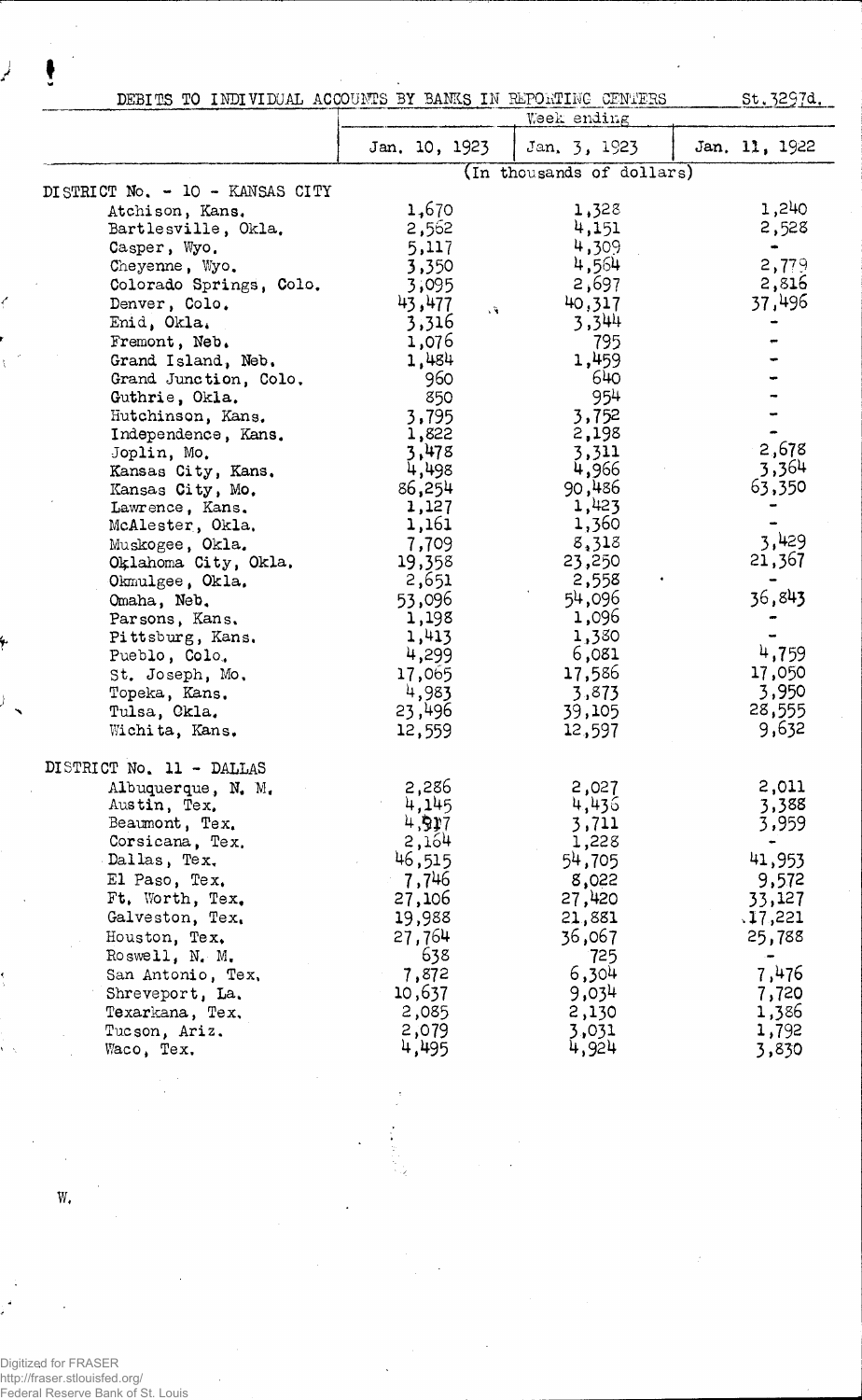DEBITS TO INDIVIDUAL ACCOUNTS BY BANKS IN REPORTING CENTERS St.3297d.

| | Week ending | | |
|---|---|---|---|
| | Jan. 10, 1923 | Jan. 3, 1923 | Jan. 11, 1922 |
| | (In thousands of dollars) | | |
| DISTRICT No. - 10 - KANSAS CITY | | | |
| Atchison, Kans. | 1,670 | 1,328 | 1,240 |
| Bartlesville, Okla. | 2,562 | 4,151 | 2,528 |
| Casper, Wyo. | 5,117 | 4,309 | - |
| Cheyenne, Wyo. | 3,350 | 4,564 | 2,779 |
| Colorado Springs, Colo. | 3,095 | 2,697 | 2,816 |
| Denver, Colo. | 43,477 | 40,317 | 37,496 |
| Enid, Okla. | 3,316 | 3,344 | - |
| Fremont, Neb. | 1,076 | 795 | - |
| Grand Island, Neb. | 1,484 | 1,459 | - |
| Grand Junction, Colo. | 960 | 640 | - |
| Guthrie, Okla. | 850 | 954 | - |
| Hutchinson, Kans. | 3,795 | 3,752 | - |
| Independence, Kans. | 1,822 | 2,198 | - |
| Joplin, Mo. | 3,478 | 3,311 | 2,678 |
| Kansas City, Kans. | 4,498 | 4,966 | 3,364 |
| Kansas City, Mo. | 86,254 | 90,486 | 63,350 |
| Lawrence, Kans. | 1,127 | 1,423 | - |
| McAlester, Okla. | 1,161 | 1,360 | - |
| Muskogee, Okla. | 7,709 | 8,318 | 3,429 |
| Oklahoma City, Okla. | 19,358 | 23,250 | 21,367 |
| Okmulgee, Okla. | 2,651 | 2,558 | - |
| Omaha, Neb. | 53,096 | 54,096 | 36,843 |
| Parsons, Kans. | 1,198 | 1,096 | - |
| Pittsburg, Kans. | 1,413 | 1,380 | - |
| Pueblo, Colo. | 4,299 | 6,081 | 4,759 |
| St. Joseph, Mo. | 17,065 | 17,586 | 17,050 |
| Topeka, Kans. | 4,983 | 3,873 | 3,950 |
| Tulsa, Okla. | 23,496 | 39,105 | 28,555 |
| Wichita, Kans. | 12,559 | 12,597 | 9,632 |
| DISTRICT No. 11 - DALLAS | | | |
| Albuquerque, N. M. | 2,286 | 2,027 | 2,011 |
| Austin, Tex. | 4,145 | 4,436 | 3,388 |
| Beaumont, Tex. | 4,917 | 3,711 | 3,959 |
| Corsicana, Tex. | 2,164 | 1,228 | - |
| Dallas, Tex. | 46,515 | 54,705 | 41,953 |
| El Paso, Tex. | 7,746 | 8,022 | 9,572 |
| Ft. Worth, Tex. | 27,106 | 27,420 | 33,127 |
| Galveston, Tex. | 19,988 | 21,881 | 17,221 |
| Houston, Tex. | 27,764 | 36,067 | 25,788 |
| Roswell, N. M. | 638 | 725 | - |
| San Antonio, Tex. | 7,872 | 6,304 | 7,476 |
| Shreveport, La. | 10,637 | 9,034 | 7,720 |
| Texarkana, Tex. | 2,085 | 2,130 | 1,386 |
| Tucson, Ariz. | 2,079 | 3,031 | 1,792 |
| Waco, Tex. | 4,495 | 4,924 | 3,830 |

W.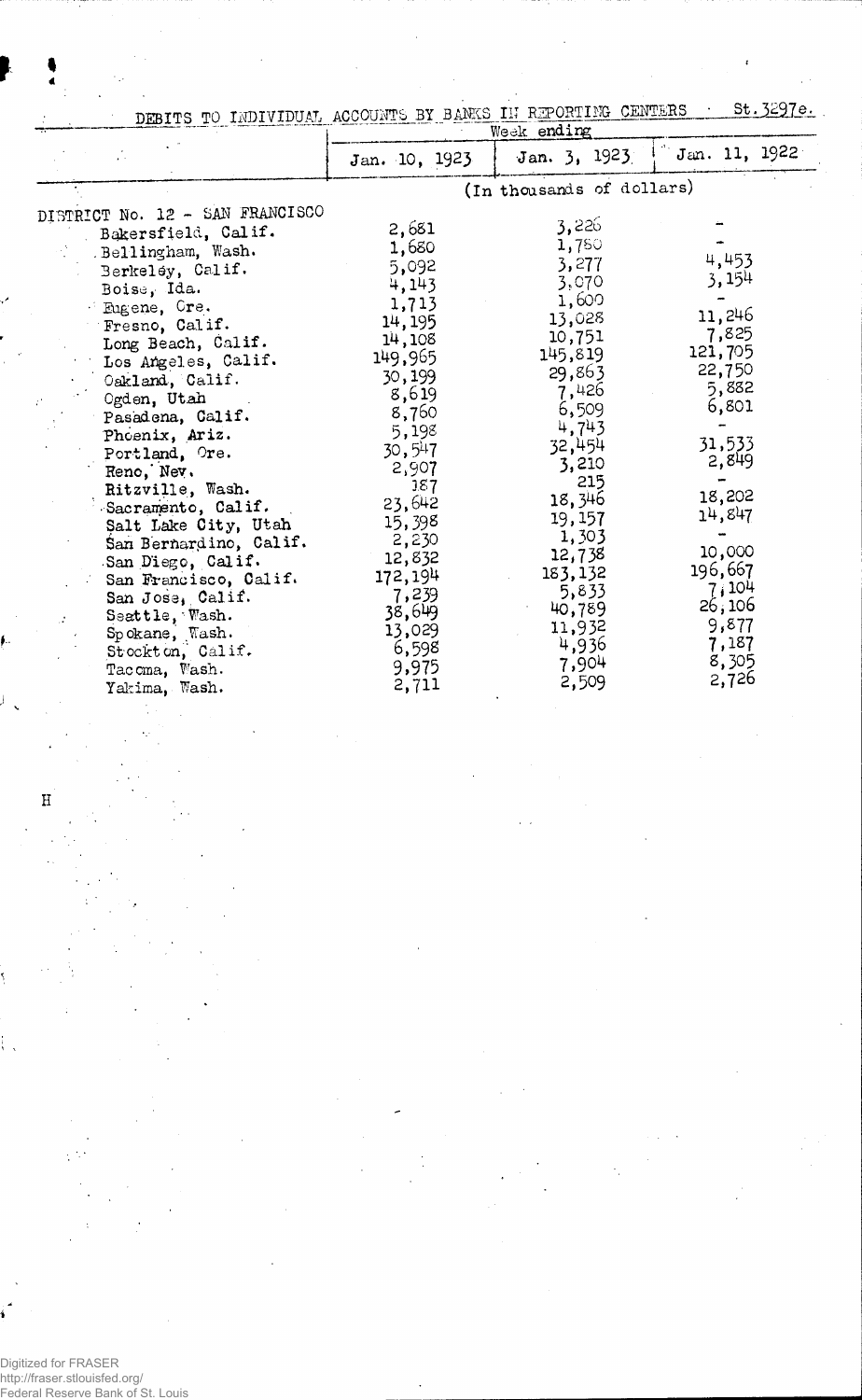DEBITS TO INDIVIDUAL ACCOUNTS BY BANKS IN REPORTING CENTERS · St.3297e.

| | Week ending | | |
|---|---|---|---|
| | Jan. 10, 1923 | Jan. 3, 1923 | Jan. 11, 1922 |
| | (In thousands of dollars) | | |
| DISTRICT No. 12 - SAN FRANCISCO | | | |
| Bakersfield, Calif. | 2,681 | 3,226 | - |
| Bellingham, Wash. | 1,680 | 1,780 | - |
| Berkeley, Calif. | 5,092 | 3,277 | 4,453 |
| Boise, Ida. | 4,143 | 3,070 | 3,154 |
| Eugene, Ore. | 1,713 | 1,600 | - |
| Fresno, Calif. | 14,195 | 13,028 | 11,246 |
| Long Beach, Calif. | 14,108 | 10,751 | 7,825 |
| Los Angeles, Calif. | 149,965 | 145,819 | 121,705 |
| Oakland, Calif. | 30,199 | 29,863 | 22,750 |
| Ogden, Utah | 8,619 | 7,426 | 5,882 |
| Pasadena, Calif. | 8,760 | 6,509 | 6,801 |
| Phoenix, Ariz. | 5,198 | 4,743 | - |
| Portland, Ore. | 30,547 | 32,454 | 31,533 |
| Reno, Nev. | 2,907 | 3,210 | 2,849 |
| Ritzville, Wash. | 187 | 215 | - |
| Sacramento, Calif. | 23,642 | 18,346 | 18,202 |
| Salt Lake City, Utah | 15,398 | 19,157 | 14,847 |
| San Bernardino, Calif. | 2,230 | 1,303 | - |
| San Diego, Calif. | 12,832 | 12,738 | 10,000 |
| San Francisco, Calif. | 172,194 | 183,132 | 196,667 |
| San Jose, Calif. | 7,239 | 5,833 | 7,104 |
| Seattle, Wash. | 38,649 | 40,789 | 26,106 |
| Spokane, Wash. | 13,029 | 11,932 | 9,877 |
| Stockton, Calif. | 6,598 | 4,936 | 7,187 |
| Tacoma, Wash. | 9,975 | 7,904 | 8,305 |
| Yakima, Wash. | 2,711 | 2,509 | 2,726 |

H